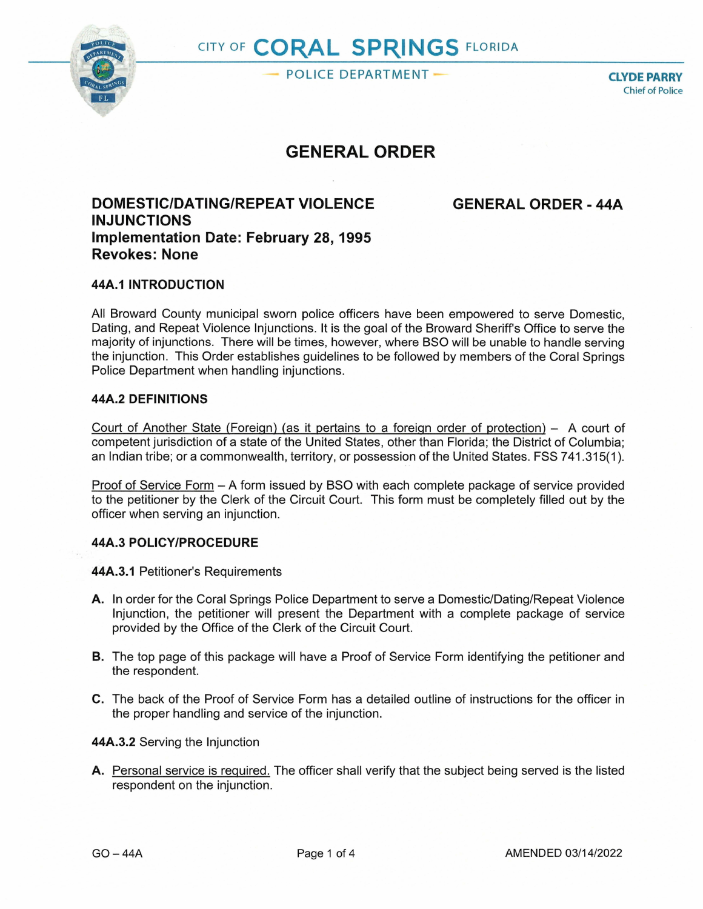CITY OF **CORAL SPRINGS** FLORIDA

POLICE DEPARTMENT

**CLYDE PARRY**
Chief of Police

# GENERAL ORDER

## DOMESTIC/DATING/REPEAT VIOLENCE INJUNCTIONS

**GENERAL ORDER - 44A**

**Implementation Date: February 28, 1995**
**Revokes: None**

### 44A.1 INTRODUCTION

All Broward County municipal sworn police officers have been empowered to serve Domestic, Dating, and Repeat Violence Injunctions. It is the goal of the Broward Sheriff's Office to serve the majority of injunctions. There will be times, however, where BSO will be unable to handle serving the injunction. This Order establishes guidelines to be followed by members of the Coral Springs Police Department when handling injunctions.

### 44A.2 DEFINITIONS

<u>Court of Another State (Foreign) (as it pertains to a foreign order of protection)</u> – A court of competent jurisdiction of a state of the United States, other than Florida; the District of Columbia; an Indian tribe; or a commonwealth, territory, or possession of the United States. FSS 741.315(1).

<u>Proof of Service Form</u> – A form issued by BSO with each complete package of service provided to the petitioner by the Clerk of the Circuit Court. This form must be completely filled out by the officer when serving an injunction.

### 44A.3 POLICY/PROCEDURE

**44A.3.1** Petitioner's Requirements

**A.** In order for the Coral Springs Police Department to serve a Domestic/Dating/Repeat Violence Injunction, the petitioner will present the Department with a complete package of service provided by the Office of the Clerk of the Circuit Court.

**B.** The top page of this package will have a Proof of Service Form identifying the petitioner and the respondent.

**C.** The back of the Proof of Service Form has a detailed outline of instructions for the officer in the proper handling and service of the injunction.

**44A.3.2** Serving the Injunction

**A.** <u>Personal service is required.</u> The officer shall verify that the subject being served is the listed respondent on the injunction.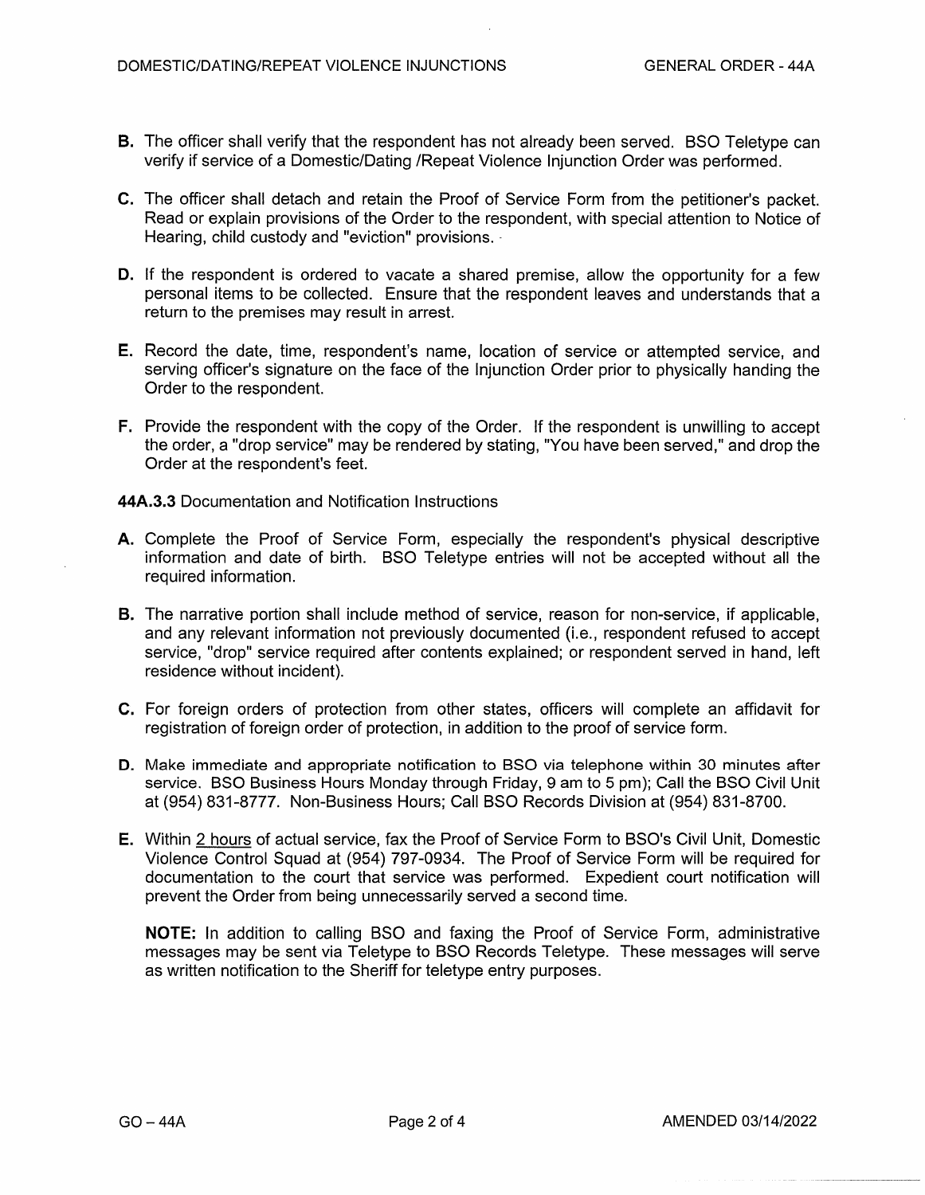**B.** The officer shall verify that the respondent has not already been served. BSO Teletype can verify if service of a Domestic/Dating /Repeat Violence Injunction Order was performed.

**C.** The officer shall detach and retain the Proof of Service Form from the petitioner's packet. Read or explain provisions of the Order to the respondent, with special attention to Notice of Hearing, child custody and "eviction" provisions.

**D.** If the respondent is ordered to vacate a shared premise, allow the opportunity for a few personal items to be collected. Ensure that the respondent leaves and understands that a return to the premises may result in arrest.

**E.** Record the date, time, respondent's name, location of service or attempted service, and serving officer's signature on the face of the Injunction Order prior to physically handing the Order to the respondent.

**F.** Provide the respondent with the copy of the Order. If the respondent is unwilling to accept the order, a "drop service" may be rendered by stating, "You have been served," and drop the Order at the respondent's feet.

**44A.3.3** Documentation and Notification Instructions

**A.** Complete the Proof of Service Form, especially the respondent's physical descriptive information and date of birth. BSO Teletype entries will not be accepted without all the required information.

**B.** The narrative portion shall include method of service, reason for non-service, if applicable, and any relevant information not previously documented (i.e., respondent refused to accept service, "drop" service required after contents explained; or respondent served in hand, left residence without incident).

**C.** For foreign orders of protection from other states, officers will complete an affidavit for registration of foreign order of protection, in addition to the proof of service form.

**D.** Make immediate and appropriate notification to BSO via telephone within 30 minutes after service. BSO Business Hours Monday through Friday, 9 am to 5 pm); Call the BSO Civil Unit at (954) 831-8777. Non-Business Hours; Call BSO Records Division at (954) 831-8700.

**E.** Within 2 hours of actual service, fax the Proof of Service Form to BSO's Civil Unit, Domestic Violence Control Squad at (954) 797-0934. The Proof of Service Form will be required for documentation to the court that service was performed. Expedient court notification will prevent the Order from being unnecessarily served a second time.

**NOTE:** In addition to calling BSO and faxing the Proof of Service Form, administrative messages may be sent via Teletype to BSO Records Teletype. These messages will serve as written notification to the Sheriff for teletype entry purposes.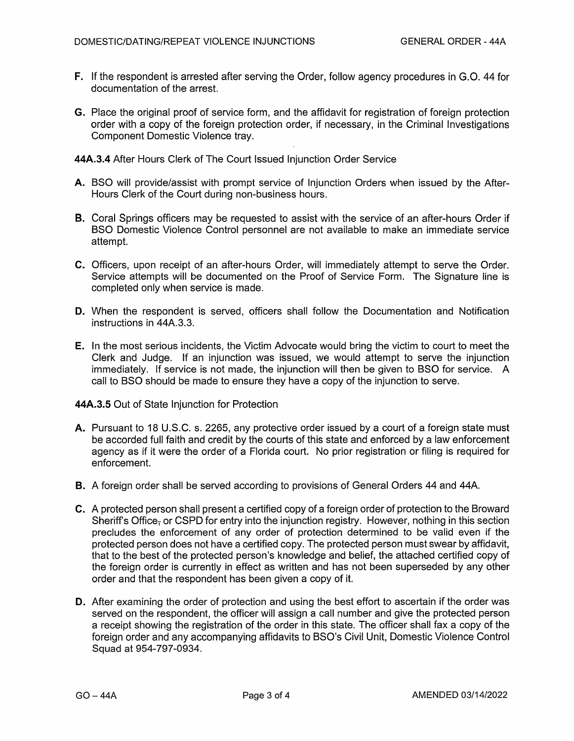**F.** If the respondent is arrested after serving the Order, follow agency procedures in G.O. 44 for documentation of the arrest.

**G.** Place the original proof of service form, and the affidavit for registration of foreign protection order with a copy of the foreign protection order, if necessary, in the Criminal Investigations Component Domestic Violence tray.

**44A.3.4** After Hours Clerk of The Court Issued Injunction Order Service

**A.** BSO will provide/assist with prompt service of Injunction Orders when issued by the After-Hours Clerk of the Court during non-business hours.

**B.** Coral Springs officers may be requested to assist with the service of an after-hours Order if BSO Domestic Violence Control personnel are not available to make an immediate service attempt.

**C.** Officers, upon receipt of an after-hours Order, will immediately attempt to serve the Order. Service attempts will be documented on the Proof of Service Form. The Signature line is completed only when service is made.

**D.** When the respondent is served, officers shall follow the Documentation and Notification instructions in 44A.3.3.

**E.** In the most serious incidents, the Victim Advocate would bring the victim to court to meet the Clerk and Judge. If an injunction was issued, we would attempt to serve the injunction immediately. If service is not made, the injunction will then be given to BSO for service. A call to BSO should be made to ensure they have a copy of the injunction to serve.

**44A.3.5** Out of State Injunction for Protection

**A.** Pursuant to 18 U.S.C. s. 2265, any protective order issued by a court of a foreign state must be accorded full faith and credit by the courts of this state and enforced by a law enforcement agency as if it were the order of a Florida court. No prior registration or filing is required for enforcement.

**B.** A foreign order shall be served according to provisions of General Orders 44 and 44A.

**C.** A protected person shall present a certified copy of a foreign order of protection to the Broward Sheriff's Office, or CSPD for entry into the injunction registry. However, nothing in this section precludes the enforcement of any order of protection determined to be valid even if the protected person does not have a certified copy. The protected person must swear by affidavit, that to the best of the protected person's knowledge and belief, the attached certified copy of the foreign order is currently in effect as written and has not been superseded by any other order and that the respondent has been given a copy of it.

**D.** After examining the order of protection and using the best effort to ascertain if the order was served on the respondent, the officer will assign a call number and give the protected person a receipt showing the registration of the order in this state. The officer shall fax a copy of the foreign order and any accompanying affidavits to BSO's Civil Unit, Domestic Violence Control Squad at 954-797-0934.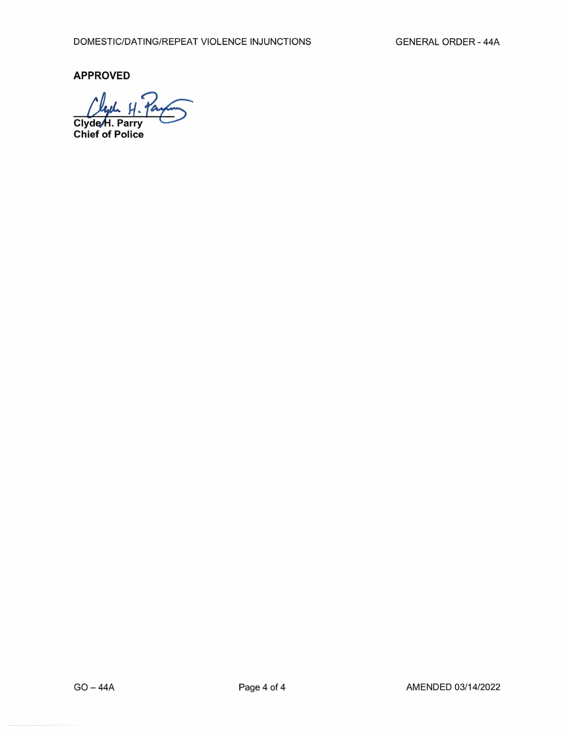**APPROVED**

Clyde H. Parry
**Chief of Police**